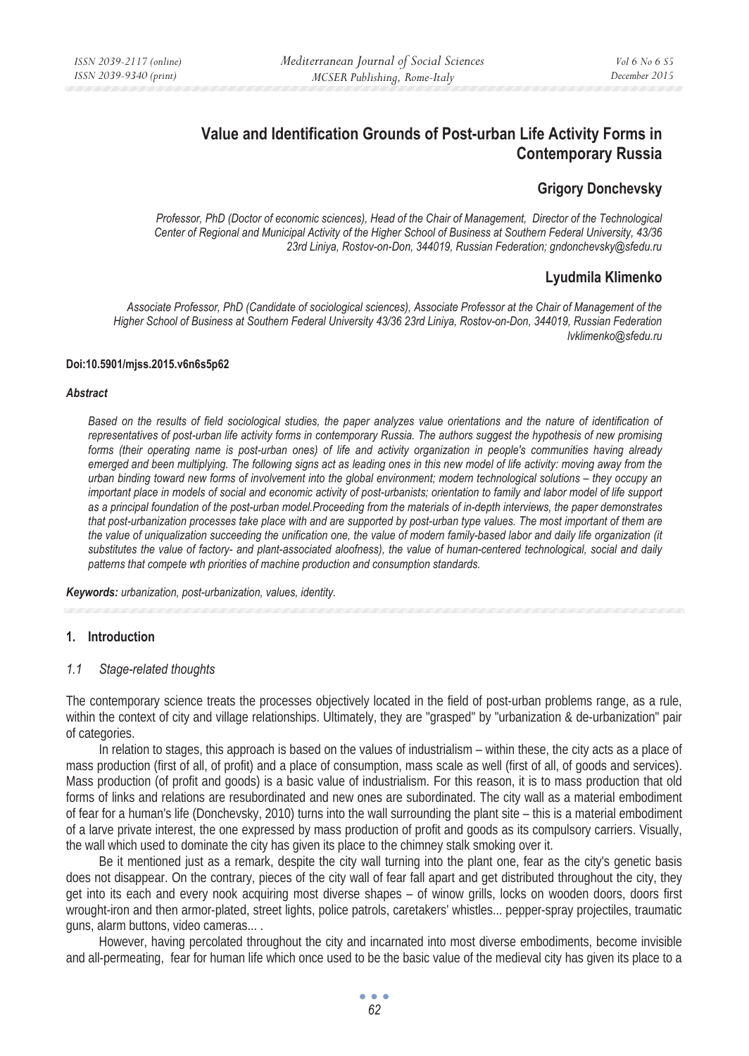# Value and Identification Grounds of Post-urban Life Activity Forms in Contemporary Russia

## Grigory Donchevsky

*Professor, PhD (Doctor of economic sciences), Head of the Chair of Management, Director of the Technological Center of Regional and Municipal Activity of the Higher School of Business at Southern Federal University, 43/36 23rd Liniya, Rostov-on-Don, 344019, Russian Federation; gndonchevsky@sfedu.ru*

## Lyudmila Klimenko

*Associate Professor, PhD (Candidate of sociological sciences), Associate Professor at the Chair of Management of the Higher School of Business at Southern Federal University 43/36 23rd Liniya, Rostov-on-Don, 344019, Russian Federation lvklimenko@sfedu.ru*

**Doi:10.5901/mjss.2015.v6n6s5p62**

***Abstract***

*Based on the results of field sociological studies, the paper analyzes value orientations and the nature of identification of representatives of post-urban life activity forms in contemporary Russia. The authors suggest the hypothesis of new promising forms (their operating name is post-urban ones) of life and activity organization in people's communities having already emerged and been multiplying. The following signs act as leading ones in this new model of life activity: moving away from the urban binding toward new forms of involvement into the global environment; modern technological solutions – they occupy an important place in models of social and economic activity of post-urbanists; orientation to family and labor model of life support as a principal foundation of the post-urban model.Proceeding from the materials of in-depth interviews, the paper demonstrates that post-urbanization processes take place with and are supported by post-urban type values. The most important of them are the value of uniqualization succeeding the unification one, the value of modern family-based labor and daily life organization (it substitutes the value of factory- and plant-associated aloofness), the value of human-centered technological, social and daily patterns that compete wth priorities of machine production and consumption standards.*

***Keywords:*** *urbanization, post-urbanization, values, identity.*

## 1. Introduction

### *1.1 Stage-related thoughts*

The contemporary science treats the processes objectively located in the field of post-urban problems range, as a rule, within the context of city and village relationships. Ultimately, they are "grasped" by "urbanization & de-urbanization" pair of categories.

In relation to stages, this approach is based on the values of industrialism – within these, the city acts as a place of mass production (first of all, of profit) and a place of consumption, mass scale as well (first of all, of goods and services). Mass production (of profit and goods) is a basic value of industrialism. For this reason, it is to mass production that old forms of links and relations are resubordinated and new ones are subordinated. The city wall as a material embodiment of fear for a human's life (Donchevsky, 2010) turns into the wall surrounding the plant site – this is a material embodiment of a larve private interest, the one expressed by mass production of profit and goods as its compulsory carriers. Visually, the wall which used to dominate the city has given its place to the chimney stalk smoking over it.

Be it mentioned just as a remark, despite the city wall turning into the plant one, fear as the city's genetic basis does not disappear. On the contrary, pieces of the city wall of fear fall apart and get distributed throughout the city, they get into its each and every nook acquiring most diverse shapes – of winow grills, locks on wooden doors, doors first wrought-iron and then armor-plated, street lights, police patrols, caretakers' whistles... pepper-spray projectiles, traumatic guns, alarm buttons, video cameras... .

However, having percolated throughout the city and incarnated into most diverse embodiments, become invisible and all-permeating, fear for human life which once used to be the basic value of the medieval city has given its place to a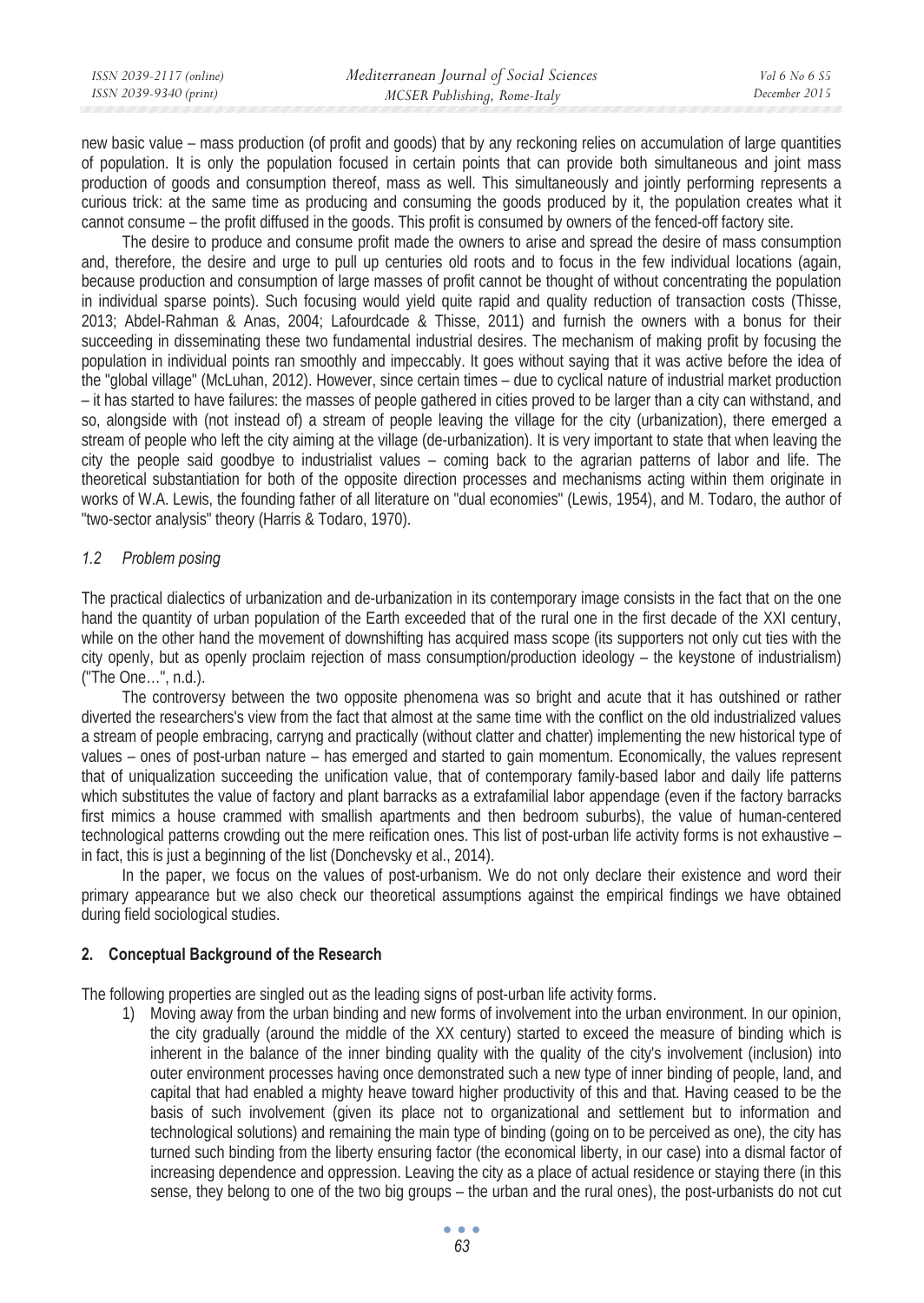new basic value – mass production (of profit and goods) that by any reckoning relies on accumulation of large quantities of population. It is only the population focused in certain points that can provide both simultaneous and joint mass production of goods and consumption thereof, mass as well. This simultaneously and jointly performing represents a curious trick: at the same time as producing and consuming the goods produced by it, the population creates what it cannot consume – the profit diffused in the goods. This profit is consumed by owners of the fenced-off factory site.

The desire to produce and consume profit made the owners to arise and spread the desire of mass consumption and, therefore, the desire and urge to pull up centuries old roots and to focus in the few individual locations (again, because production and consumption of large masses of profit cannot be thought of without concentrating the population in individual sparse points). Such focusing would yield quite rapid and quality reduction of transaction costs (Thisse, 2013; Abdel-Rahman & Anas, 2004; Lafourdcade & Thisse, 2011) and furnish the owners with a bonus for their succeeding in disseminating these two fundamental industrial desires. The mechanism of making profit by focusing the population in individual points ran smoothly and impeccably. It goes without saying that it was active before the idea of the "global village" (McLuhan, 2012). However, since certain times – due to cyclical nature of industrial market production – it has started to have failures: the masses of people gathered in cities proved to be larger than a city can withstand, and so, alongside with (not instead of) a stream of people leaving the village for the city (urbanization), there emerged a stream of people who left the city aiming at the village (de-urbanization). It is very important to state that when leaving the city the people said goodbye to industrialist values – coming back to the agrarian patterns of labor and life. The theoretical substantiation for both of the opposite direction processes and mechanisms acting within them originate in works of W.A. Lewis, the founding father of all literature on "dual economies" (Lewis, 1954), and M. Todaro, the author of "two-sector analysis" theory (Harris & Todaro, 1970).

### *1.2 Problem posing*

The practical dialectics of urbanization and de-urbanization in its contemporary image consists in the fact that on the one hand the quantity of urban population of the Earth exceeded that of the rural one in the first decade of the XXI century, while on the other hand the movement of downshifting has acquired mass scope (its supporters not only cut ties with the city openly, but as openly proclaim rejection of mass consumption/production ideology – the keystone of industrialism) ("The One…", n.d.).

The controversy between the two opposite phenomena was so bright and acute that it has outshined or rather diverted the researchers's view from the fact that almost at the same time with the conflict on the old industrialized values a stream of people embracing, carryng and practically (without clatter and chatter) implementing the new historical type of values – ones of post-urban nature – has emerged and started to gain momentum. Economically, the values represent that of uniqualization succeeding the unification value, that of contemporary family-based labor and daily life patterns which substitutes the value of factory and plant barracks as a extrafamilial labor appendage (even if the factory barracks first mimics a house crammed with smallish apartments and then bedroom suburbs), the value of human-centered technological patterns crowding out the mere reification ones. This list of post-urban life activity forms is not exhaustive – in fact, this is just a beginning of the list (Donchevsky et al., 2014).

In the paper, we focus on the values of post-urbanism. We do not only declare their existence and word their primary appearance but we also check our theoretical assumptions against the empirical findings we have obtained during field sociological studies.

## **2. Conceptual Background of the Research**

The following properties are singled out as the leading signs of post-urban life activity forms.

1) Moving away from the urban binding and new forms of involvement into the urban environment. In our opinion, the city gradually (around the middle of the XX century) started to exceed the measure of binding which is inherent in the balance of the inner binding quality with the quality of the city's involvement (inclusion) into outer environment processes having once demonstrated such a new type of inner binding of people, land, and capital that had enabled a mighty heave toward higher productivity of this and that. Having ceased to be the basis of such involvement (given its place not to organizational and settlement but to information and technological solutions) and remaining the main type of binding (going on to be perceived as one), the city has turned such binding from the liberty ensuring factor (the economical liberty, in our case) into a dismal factor of increasing dependence and oppression. Leaving the city as a place of actual residence or staying there (in this sense, they belong to one of the two big groups – the urban and the rural ones), the post-urbanists do not cut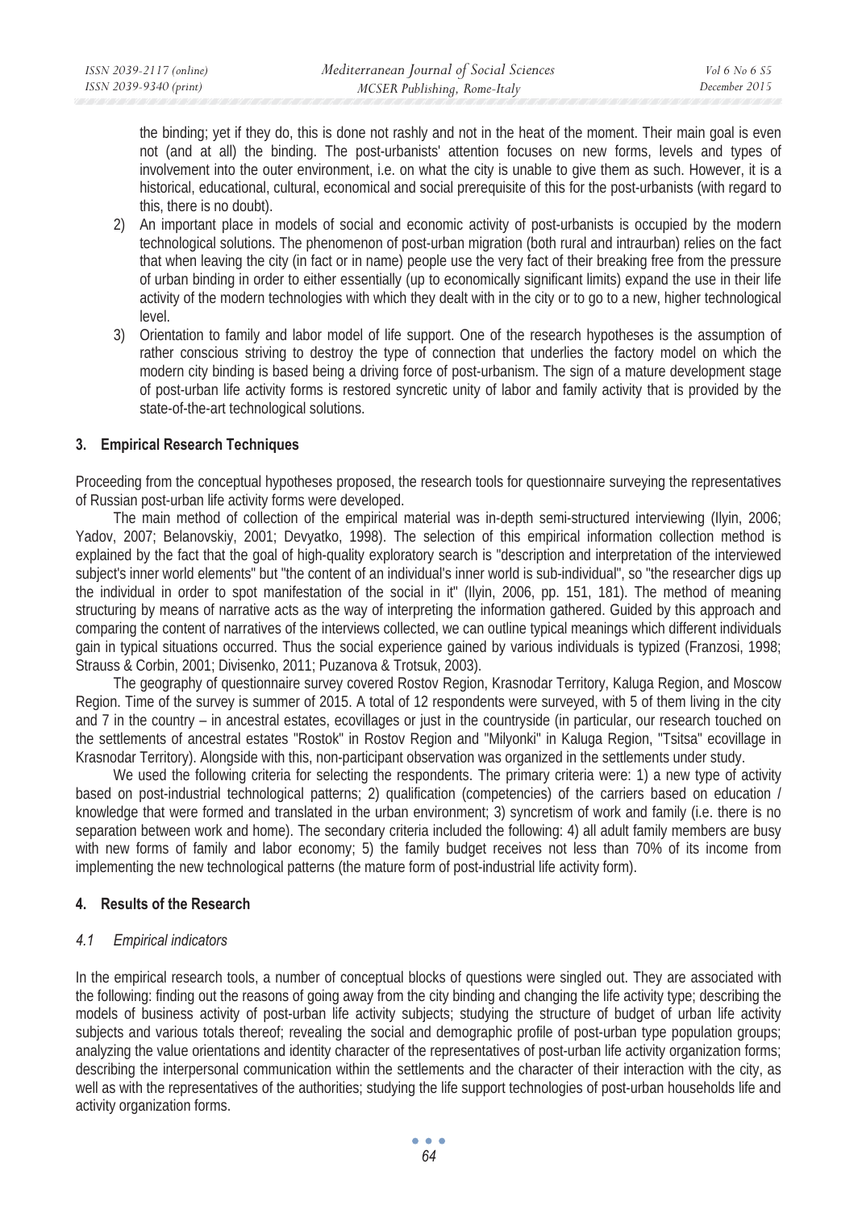the binding; yet if they do, this is done not rashly and not in the heat of the moment. Their main goal is even not (and at all) the binding. The post-urbanists' attention focuses on new forms, levels and types of involvement into the outer environment, i.e. on what the city is unable to give them as such. However, it is a historical, educational, cultural, economical and social prerequisite of this for the post-urbanists (with regard to this, there is no doubt).

2) An important place in models of social and economic activity of post-urbanists is occupied by the modern technological solutions. The phenomenon of post-urban migration (both rural and intraurban) relies on the fact that when leaving the city (in fact or in name) people use the very fact of their breaking free from the pressure of urban binding in order to either essentially (up to economically significant limits) expand the use in their life activity of the modern technologies with which they dealt with in the city or to go to a new, higher technological level.
3) Orientation to family and labor model of life support. One of the research hypotheses is the assumption of rather conscious striving to destroy the type of connection that underlies the factory model on which the modern city binding is based being a driving force of post-urbanism. The sign of a mature development stage of post-urban life activity forms is restored syncretic unity of labor and family activity that is provided by the state-of-the-art technological solutions.

## 3. Empirical Research Techniques

Proceeding from the conceptual hypotheses proposed, the research tools for questionnaire surveying the representatives of Russian post-urban life activity forms were developed.

The main method of collection of the empirical material was in-depth semi-structured interviewing (Ilyin, 2006; Yadov, 2007; Belanovskiy, 2001; Devyatko, 1998). The selection of this empirical information collection method is explained by the fact that the goal of high-quality exploratory search is "description and interpretation of the interviewed subject's inner world elements" but "the content of an individual's inner world is sub-individual", so "the researcher digs up the individual in order to spot manifestation of the social in it" (Ilyin, 2006, pp. 151, 181). The method of meaning structuring by means of narrative acts as the way of interpreting the information gathered. Guided by this approach and comparing the content of narratives of the interviews collected, we can outline typical meanings which different individuals gain in typical situations occurred. Thus the social experience gained by various individuals is typized (Franzosi, 1998; Strauss & Corbin, 2001; Divisenko, 2011; Puzanova & Trotsuk, 2003).

The geography of questionnaire survey covered Rostov Region, Krasnodar Territory, Kaluga Region, and Moscow Region. Time of the survey is summer of 2015. A total of 12 respondents were surveyed, with 5 of them living in the city and 7 in the country – in ancestral estates, ecovillages or just in the countryside (in particular, our research touched on the settlements of ancestral estates "Rostok" in Rostov Region and "Milyonki" in Kaluga Region, "Tsitsa" ecovillage in Krasnodar Territory). Alongside with this, non-participant observation was organized in the settlements under study.

We used the following criteria for selecting the respondents. The primary criteria were: 1) a new type of activity based on post-industrial technological patterns; 2) qualification (competencies) of the carriers based on education / knowledge that were formed and translated in the urban environment; 3) syncretism of work and family (i.e. there is no separation between work and home). The secondary criteria included the following: 4) all adult family members are busy with new forms of family and labor economy; 5) the family budget receives not less than 70% of its income from implementing the new technological patterns (the mature form of post-industrial life activity form).

## 4. Results of the Research

### *4.1 Empirical indicators*

In the empirical research tools, a number of conceptual blocks of questions were singled out. They are associated with the following: finding out the reasons of going away from the city binding and changing the life activity type; describing the models of business activity of post-urban life activity subjects; studying the structure of budget of urban life activity subjects and various totals thereof; revealing the social and demographic profile of post-urban type population groups; analyzing the value orientations and identity character of the representatives of post-urban life activity organization forms; describing the interpersonal communication within the settlements and the character of their interaction with the city, as well as with the representatives of the authorities; studying the life support technologies of post-urban households life and activity organization forms.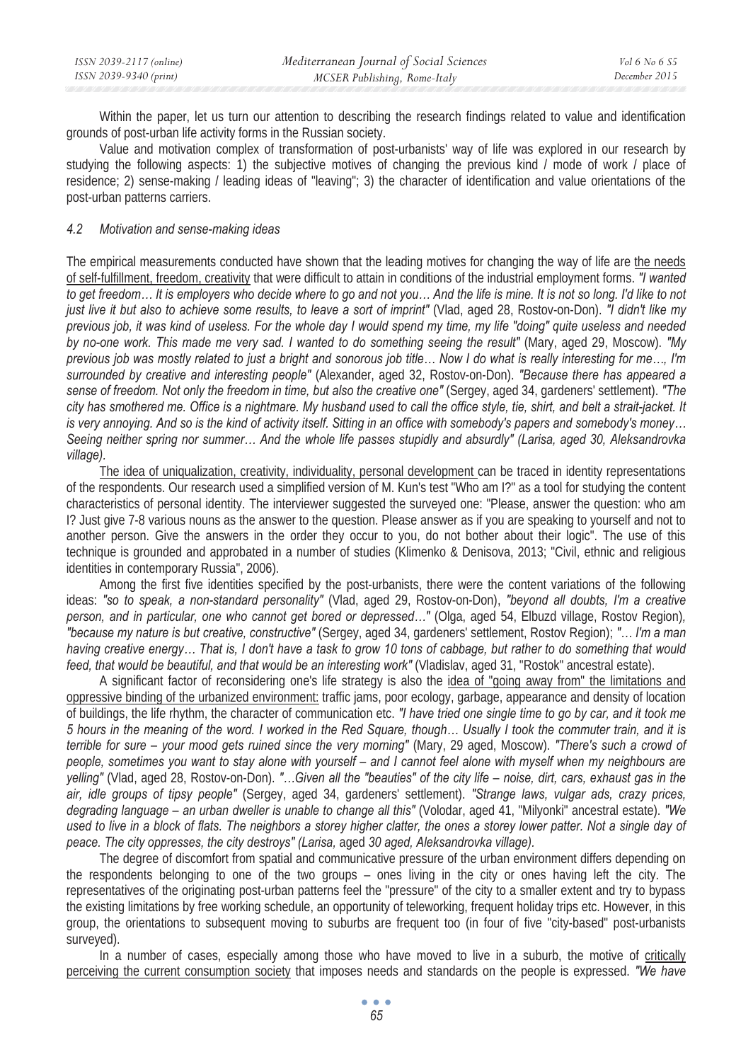Within the paper, let us turn our attention to describing the research findings related to value and identification grounds of post-urban life activity forms in the Russian society.

Value and motivation complex of transformation of post-urbanists' way of life was explored in our research by studying the following aspects: 1) the subjective motives of changing the previous kind / mode of work / place of residence; 2) sense-making / leading ideas of "leaving"; 3) the character of identification and value orientations of the post-urban patterns carriers.

### *4.2 Motivation and sense-making ideas*

The empirical measurements conducted have shown that the leading motives for changing the way of life are the needs of self-fulfillment, freedom, creativity that were difficult to attain in conditions of the industrial employment forms. *"I wanted to get freedom… It is employers who decide where to go and not you… And the life is mine. It is not so long. I'd like to not just live it but also to achieve some results, to leave a sort of imprint"* (Vlad, aged 28, Rostov-on-Don). *"I didn't like my previous job, it was kind of useless. For the whole day I would spend my time, my life "doing" quite useless and needed by no-one work. This made me very sad. I wanted to do something seeing the result"* (Mary, aged 29, Moscow). *"My previous job was mostly related to just a bright and sonorous job title… Now I do what is really interesting for me…, I'm surrounded by creative and interesting people"* (Alexander, aged 32, Rostov-on-Don). *"Because there has appeared a sense of freedom. Not only the freedom in time, but also the creative one"* (Sergey, aged 34, gardeners' settlement). *"The city has smothered me. Office is a nightmare. My husband used to call the office style, tie, shirt, and belt a strait-jacket. It is very annoying. And so is the kind of activity itself. Sitting in an office with somebody's papers and somebody's money… Seeing neither spring nor summer… And the whole life passes stupidly and absurdly" (Larisa, aged 30, Aleksandrovka village).*

The idea of uniqualization, creativity, individuality, personal development can be traced in identity representations of the respondents. Our research used a simplified version of M. Kun's test "Who am I?" as a tool for studying the content characteristics of personal identity. The interviewer suggested the surveyed one: "Please, answer the question: who am I? Just give 7-8 various nouns as the answer to the question. Please answer as if you are speaking to yourself and not to another person. Give the answers in the order they occur to you, do not bother about their logic". The use of this technique is grounded and approbated in a number of studies (Klimenko & Denisova, 2013; "Civil, ethnic and religious identities in contemporary Russia", 2006).

Among the first five identities specified by the post-urbanists, there were the content variations of the following ideas: *"so to speak, a non-standard personality"* (Vlad, aged 29, Rostov-on-Don), *"beyond all doubts, I'm a creative person, and in particular, one who cannot get bored or depressed…"* (Olga, aged 54, Elbuzd village, Rostov Region)*, "because my nature is but creative, constructive"* (Sergey, aged 34, gardeners' settlement, Rostov Region); *"… I'm a man having creative energy… That is, I don't have a task to grow 10 tons of cabbage, but rather to do something that would feed, that would be beautiful, and that would be an interesting work"* (Vladislav, aged 31, "Rostok" ancestral estate).

A significant factor of reconsidering one's life strategy is also the idea of "going away from" the limitations and oppressive binding of the urbanized environment: traffic jams, poor ecology, garbage, appearance and density of location of buildings, the life rhythm, the character of communication etc. *"I have tried one single time to go by car, and it took me 5 hours in the meaning of the word. I worked in the Red Square, though… Usually I took the commuter train, and it is terrible for sure – your mood gets ruined since the very morning"* (Mary, 29 aged, Moscow). *"There's such a crowd of people, sometimes you want to stay alone with yourself – and I cannot feel alone with myself when my neighbours are yelling"* (Vlad, aged 28, Rostov-on-Don). *"…Given all the "beauties" of the city life – noise, dirt, cars, exhaust gas in the air, idle groups of tipsy people"* (Sergey, aged 34, gardeners' settlement). *"Strange laws, vulgar ads, crazy prices, degrading language – an urban dweller is unable to change all this"* (Volodar, aged 41, "Milyonki" ancestral estate). *"We used to live in a block of flats. The neighbors a storey higher clatter, the ones a storey lower patter. Not a single day of peace. The city oppresses, the city destroys" (Larisa,* aged *30 aged, Aleksandrovka village).*

The degree of discomfort from spatial and communicative pressure of the urban environment differs depending on the respondents belonging to one of the two groups – ones living in the city or ones having left the city. The representatives of the originating post-urban patterns feel the "pressure" of the city to a smaller extent and try to bypass the existing limitations by free working schedule, an opportunity of teleworking, frequent holiday trips etc. However, in this group, the orientations to subsequent moving to suburbs are frequent too (in four of five "city-based" post-urbanists surveyed).

In a number of cases, especially among those who have moved to live in a suburb, the motive of critically perceiving the current consumption society that imposes needs and standards on the people is expressed. *"We have*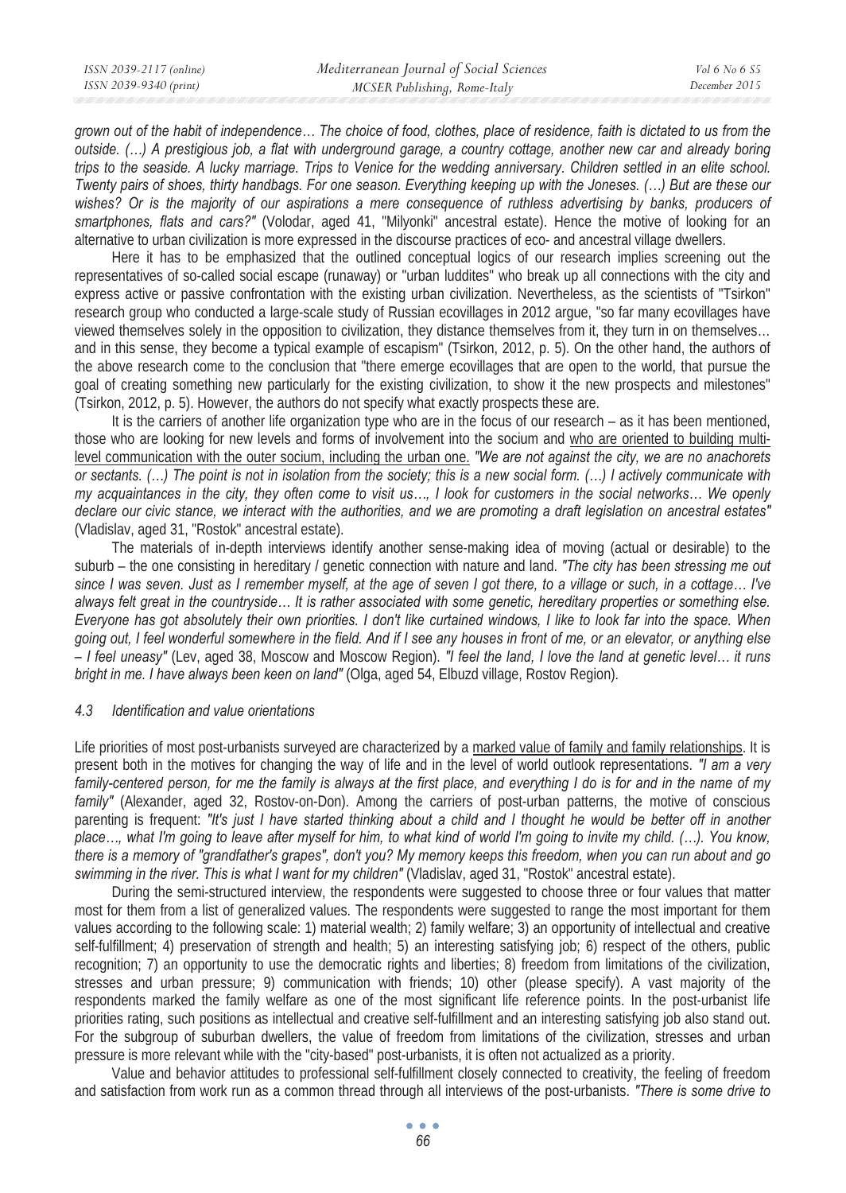*grown out of the habit of independence… The choice of food, clothes, place of residence, faith is dictated to us from the outside. (…) A prestigious job, a flat with underground garage, a country cottage, another new car and already boring trips to the seaside. A lucky marriage. Trips to Venice for the wedding anniversary. Children settled in an elite school. Twenty pairs of shoes, thirty handbags. For one season. Everything keeping up with the Joneses. (…) But are these our wishes? Or is the majority of our aspirations a mere consequence of ruthless advertising by banks, producers of smartphones, flats and cars?"* (Volodar, aged 41, "Milyonki" ancestral estate). Hence the motive of looking for an alternative to urban civilization is more expressed in the discourse practices of eco- and ancestral village dwellers.

Here it has to be emphasized that the outlined conceptual logics of our research implies screening out the representatives of so-called social escape (runaway) or "urban luddites" who break up all connections with the city and express active or passive confrontation with the existing urban civilization. Nevertheless, as the scientists of "Tsirkon" research group who conducted a large-scale study of Russian ecovillages in 2012 argue, "so far many ecovillages have viewed themselves solely in the opposition to civilization, they distance themselves from it, they turn in on themselves… and in this sense, they become a typical example of escapism" (Tsirkon, 2012, p. 5). On the other hand, the authors of the above research come to the conclusion that "there emerge ecovillages that are open to the world, that pursue the goal of creating something new particularly for the existing civilization, to show it the new prospects and milestones" (Tsirkon, 2012, p. 5). However, the authors do not specify what exactly prospects these are.

It is the carriers of another life organization type who are in the focus of our research – as it has been mentioned, those who are looking for new levels and forms of involvement into the socium and who are oriented to building multi-level communication with the outer socium, including the urban one. *"We are not against the city, we are no anachorets or sectants. (…) The point is not in isolation from the society; this is a new social form. (…) I actively communicate with my acquaintances in the city, they often come to visit us…, I look for customers in the social networks… We openly declare our civic stance, we interact with the authorities, and we are promoting a draft legislation on ancestral estates"* (Vladislav, aged 31, "Rostok" ancestral estate).

The materials of in-depth interviews identify another sense-making idea of moving (actual or desirable) to the suburb – the one consisting in hereditary / genetic connection with nature and land. *"The city has been stressing me out since I was seven. Just as I remember myself, at the age of seven I got there, to a village or such, in a cottage… I've always felt great in the countryside… It is rather associated with some genetic, hereditary properties or something else. Everyone has got absolutely their own priorities. I don't like curtained windows, I like to look far into the space. When going out, I feel wonderful somewhere in the field. And if I see any houses in front of me, or an elevator, or anything else – I feel uneasy"* (Lev, aged 38, Moscow and Moscow Region). *"I feel the land, I love the land at genetic level… it runs bright in me. I have always been keen on land"* (Olga, aged 54, Elbuzd village, Rostov Region).

### *4.3 Identification and value orientations*

Life priorities of most post-urbanists surveyed are characterized by a marked value of family and family relationships. It is present both in the motives for changing the way of life and in the level of world outlook representations. *"I am a very family-centered person, for me the family is always at the first place, and everything I do is for and in the name of my family"* (Alexander, aged 32, Rostov-on-Don). Among the carriers of post-urban patterns, the motive of conscious parenting is frequent: *"It's just I have started thinking about a child and I thought he would be better off in another place…, what I'm going to leave after myself for him, to what kind of world I'm going to invite my child. (…). You know, there is a memory of "grandfather's grapes", don't you? My memory keeps this freedom, when you can run about and go swimming in the river. This is what I want for my children"* (Vladislav, aged 31, "Rostok" ancestral estate).

During the semi-structured interview, the respondents were suggested to choose three or four values that matter most for them from a list of generalized values. The respondents were suggested to range the most important for them values according to the following scale: 1) material wealth; 2) family welfare; 3) an opportunity of intellectual and creative self-fulfillment; 4) preservation of strength and health; 5) an interesting satisfying job; 6) respect of the others, public recognition; 7) an opportunity to use the democratic rights and liberties; 8) freedom from limitations of the civilization, stresses and urban pressure; 9) communication with friends; 10) other (please specify). A vast majority of the respondents marked the family welfare as one of the most significant life reference points. In the post-urbanist life priorities rating, such positions as intellectual and creative self-fulfillment and an interesting satisfying job also stand out. For the subgroup of suburban dwellers, the value of freedom from limitations of the civilization, stresses and urban pressure is more relevant while with the "city-based" post-urbanists, it is often not actualized as a priority.

Value and behavior attitudes to professional self-fulfillment closely connected to creativity, the feeling of freedom and satisfaction from work run as a common thread through all interviews of the post-urbanists. *"There is some drive to*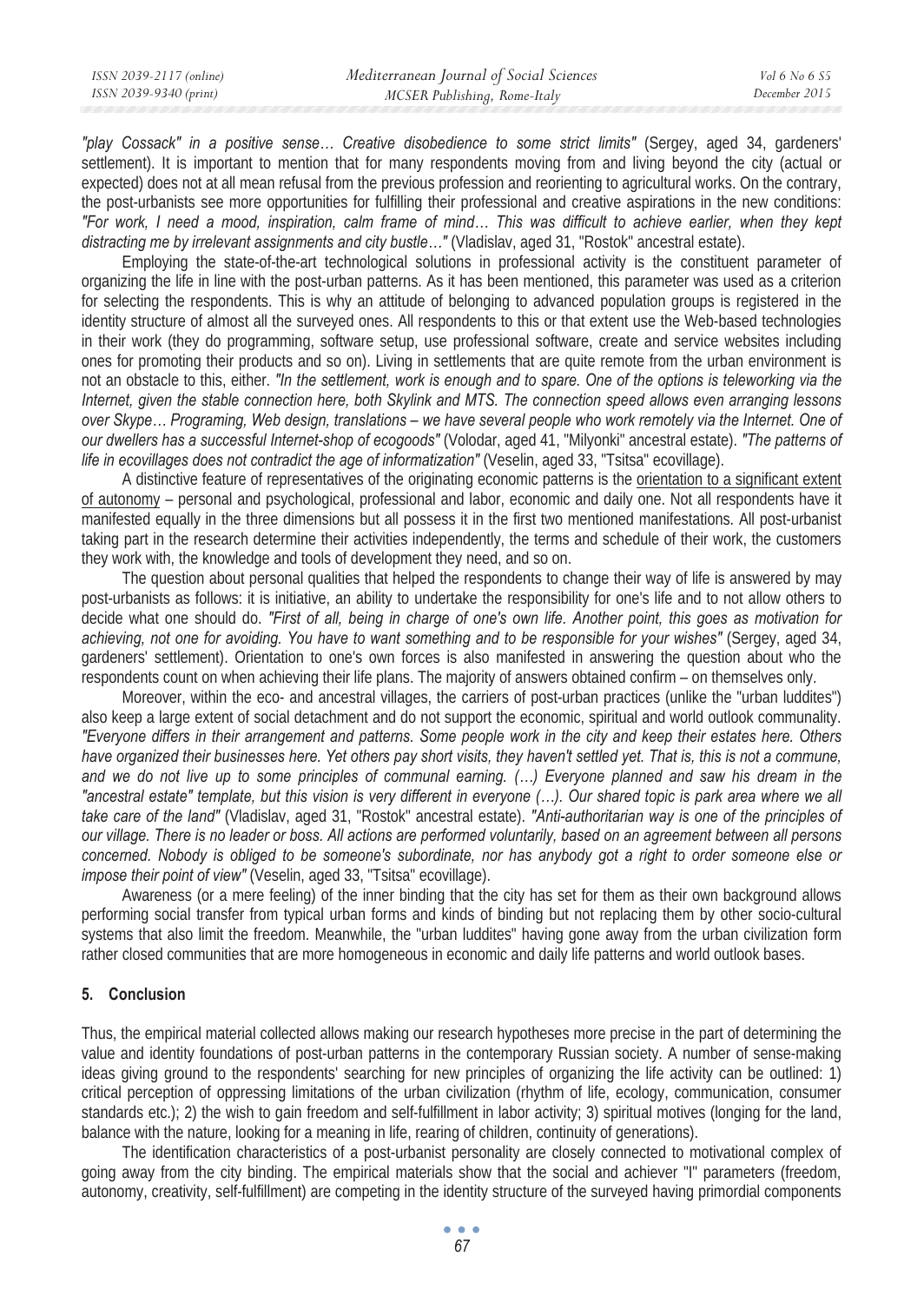*"play Cossack" in a positive sense… Creative disobedience to some strict limits"* (Sergey, aged 34, gardeners' settlement). It is important to mention that for many respondents moving from and living beyond the city (actual or expected) does not at all mean refusal from the previous profession and reorienting to agricultural works. On the contrary, the post-urbanists see more opportunities for fulfilling their professional and creative aspirations in the new conditions: *"For work, I need a mood, inspiration, calm frame of mind… This was difficult to achieve earlier, when they kept distracting me by irrelevant assignments and city bustle…"* (Vladislav, aged 31, "Rostok" ancestral estate).

Employing the state-of-the-art technological solutions in professional activity is the constituent parameter of organizing the life in line with the post-urban patterns. As it has been mentioned, this parameter was used as a criterion for selecting the respondents. This is why an attitude of belonging to advanced population groups is registered in the identity structure of almost all the surveyed ones. All respondents to this or that extent use the Web-based technologies in their work (they do programming, software setup, use professional software, create and service websites including ones for promoting their products and so on). Living in settlements that are quite remote from the urban environment is not an obstacle to this, either. *"In the settlement, work is enough and to spare. One of the options is teleworking via the Internet, given the stable connection here, both Skylink and MTS. The connection speed allows even arranging lessons over Skype… Programing, Web design, translations – we have several people who work remotely via the Internet. One of our dwellers has a successful Internet-shop of ecogoods"* (Volodar, aged 41, "Milyonki" ancestral estate). *"The patterns of life in ecovillages does not contradict the age of informatization"* (Veselin, aged 33, "Tsitsa" ecovillage).

A distinctive feature of representatives of the originating economic patterns is the orientation to a significant extent of autonomy – personal and psychological, professional and labor, economic and daily one. Not all respondents have it manifested equally in the three dimensions but all possess it in the first two mentioned manifestations. All post-urbanist taking part in the research determine their activities independently, the terms and schedule of their work, the customers they work with, the knowledge and tools of development they need, and so on.

The question about personal qualities that helped the respondents to change their way of life is answered by may post-urbanists as follows: it is initiative, an ability to undertake the responsibility for one's life and to not allow others to decide what one should do. *"First of all, being in charge of one's own life. Another point, this goes as motivation for achieving, not one for avoiding. You have to want something and to be responsible for your wishes"* (Sergey, aged 34, gardeners' settlement). Orientation to one's own forces is also manifested in answering the question about who the respondents count on when achieving their life plans. The majority of answers obtained confirm – on themselves only.

Moreover, within the eco- and ancestral villages, the carriers of post-urban practices (unlike the "urban luddites") also keep a large extent of social detachment and do not support the economic, spiritual and world outlook communality. *"Everyone differs in their arrangement and patterns. Some people work in the city and keep their estates here. Others have organized their businesses here. Yet others pay short visits, they haven't settled yet. That is, this is not a commune, and we do not live up to some principles of communal earning. (…) Everyone planned and saw his dream in the "ancestral estate" template, but this vision is very different in everyone (…). Our shared topic is park area where we all take care of the land"* (Vladislav, aged 31, "Rostok" ancestral estate). *"Anti-authoritarian way is one of the principles of our village. There is no leader or boss. All actions are performed voluntarily, based on an agreement between all persons concerned. Nobody is obliged to be someone's subordinate, nor has anybody got a right to order someone else or impose their point of view"* (Veselin, aged 33, "Tsitsa" ecovillage).

Awareness (or a mere feeling) of the inner binding that the city has set for them as their own background allows performing social transfer from typical urban forms and kinds of binding but not replacing them by other socio-cultural systems that also limit the freedom. Meanwhile, the "urban luddites" having gone away from the urban civilization form rather closed communities that are more homogeneous in economic and daily life patterns and world outlook bases.

## 5. Conclusion

Thus, the empirical material collected allows making our research hypotheses more precise in the part of determining the value and identity foundations of post-urban patterns in the contemporary Russian society. A number of sense-making ideas giving ground to the respondents' searching for new principles of organizing the life activity can be outlined: 1) critical perception of oppressing limitations of the urban civilization (rhythm of life, ecology, communication, consumer standards etc.); 2) the wish to gain freedom and self-fulfillment in labor activity; 3) spiritual motives (longing for the land, balance with the nature, looking for a meaning in life, rearing of children, continuity of generations).

The identification characteristics of a post-urbanist personality are closely connected to motivational complex of going away from the city binding. The empirical materials show that the social and achiever "I" parameters (freedom, autonomy, creativity, self-fulfillment) are competing in the identity structure of the surveyed having primordial components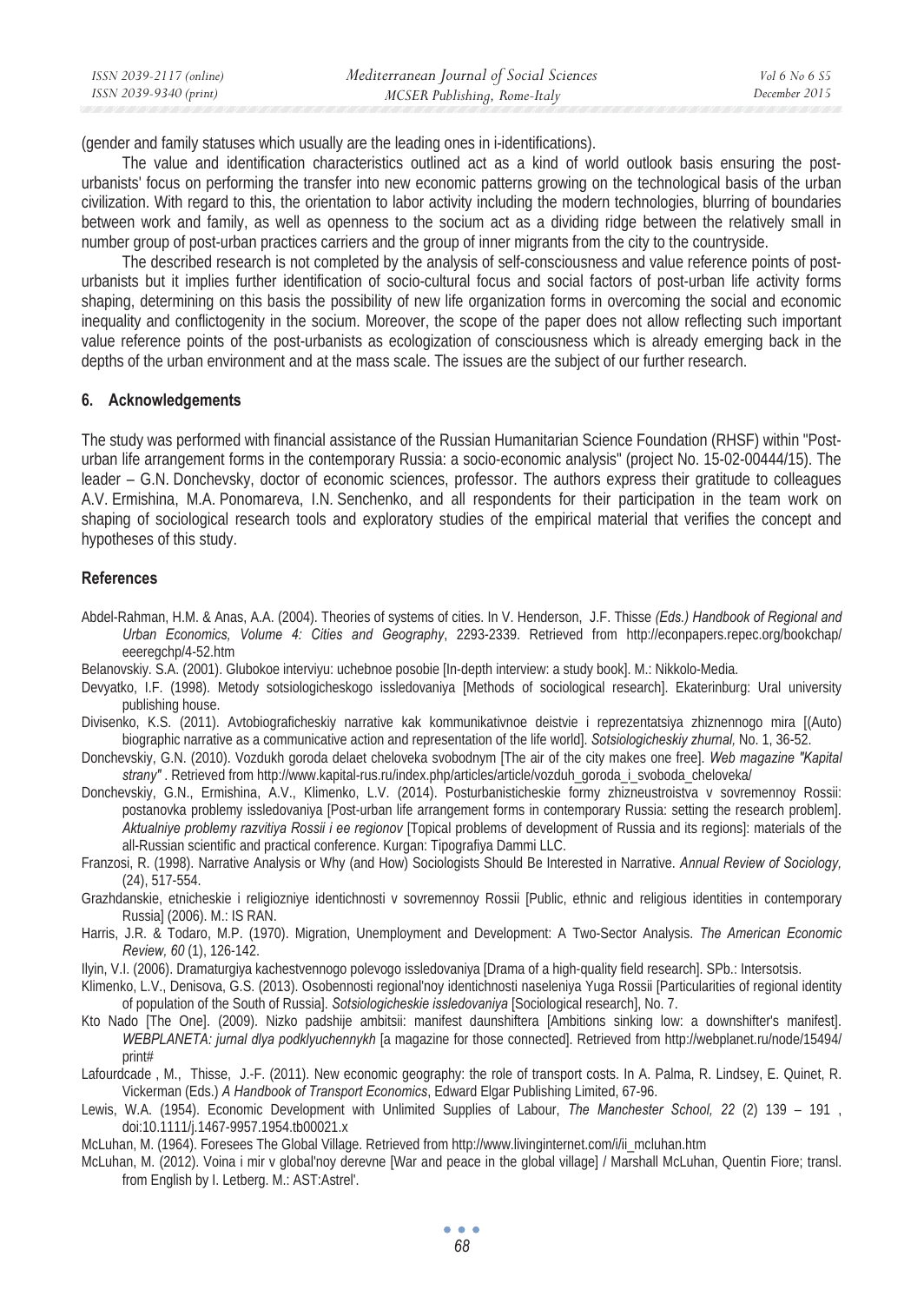(gender and family statuses which usually are the leading ones in i-identifications).

The value and identification characteristics outlined act as a kind of world outlook basis ensuring the post-urbanists' focus on performing the transfer into new economic patterns growing on the technological basis of the urban civilization. With regard to this, the orientation to labor activity including the modern technologies, blurring of boundaries between work and family, as well as openness to the socium act as a dividing ridge between the relatively small in number group of post-urban practices carriers and the group of inner migrants from the city to the countryside.

The described research is not completed by the analysis of self-consciousness and value reference points of post-urbanists but it implies further identification of socio-cultural focus and social factors of post-urban life activity forms shaping, determining on this basis the possibility of new life organization forms in overcoming the social and economic inequality and conflictogenity in the socium. Moreover, the scope of the paper does not allow reflecting such important value reference points of the post-urbanists as ecologization of consciousness which is already emerging back in the depths of the urban environment and at the mass scale. The issues are the subject of our further research.

## 6. Acknowledgements

The study was performed with financial assistance of the Russian Humanitarian Science Foundation (RHSF) within "Post-urban life arrangement forms in the contemporary Russia: a socio-economic analysis" (project No. 15-02-00444/15). The leader – G.N. Donchevsky, doctor of economic sciences, professor. The authors express their gratitude to colleagues A.V. Ermishina, M.A. Ponomareva, I.N. Senchenko, and all respondents for their participation in the team work on shaping of sociological research tools and exploratory studies of the empirical material that verifies the concept and hypotheses of this study.

## References

Abdel-Rahman, H.M. & Anas, A.A. (2004). Theories of systems of cities. In V. Henderson, J.F. Thisse *(Eds.) Handbook of Regional and Urban Economics, Volume 4: Cities and Geography*, 2293-2339. Retrieved from http://econpapers.repec.org/bookchap/eeeregchp/4-52.htm

Belanovskiy. S.A. (2001). Glubokoe interviyu: uchebnoe posobie [In-depth interview: a study book]. M.: Nikkolo-Media.

Devyatko, I.F. (1998). Metody sotsiologicheskogo issledovaniya [Methods of sociological research]. Ekaterinburg: Ural university publishing house.

Divisenko, K.S. (2011). Avtobiograficheskiy narrative kak kommunikativnoe deistvie i reprezentatsiya zhiznennogo mira [(Auto) biographic narrative as a communicative action and representation of the life world]. *Sotsiologicheskiy zhurnal,* No. 1, 36-52.

Donchevskiy, G.N. (2010). Vozdukh goroda delaet cheloveka svobodnym [The air of the city makes one free]. *Web magazine "Kapital strany"* . Retrieved from http://www.kapital-rus.ru/index.php/articles/article/vozduh_goroda_i_svoboda_cheloveka/

Donchevskiy, G.N., Ermishina, A.V., Klimenko, L.V. (2014). Posturbanisticheskie formy zhizneustroistva v sovremennoy Rossii: postanovka problemy issledovaniya [Post-urban life arrangement forms in contemporary Russia: setting the research problem]. *Aktualniye problemy razvitiya Rossii i ee regionov* [Topical problems of development of Russia and its regions]: materials of the all-Russian scientific and practical conference. Kurgan: Tipografiya Dammi LLC.

Franzosi, R. (1998). Narrative Analysis or Why (and How) Sociologists Should Be Interested in Narrative. *Annual Review of Sociology,* (24), 517-554.

Grazhdanskie, etnicheskie i religiozniye identichnosti v sovremennoy Rossii [Public, ethnic and religious identities in contemporary Russia] (2006). M.: IS RAN.

Harris, J.R. & Todaro, M.P. (1970). Migration, Unemployment and Development: A Two-Sector Analysis. *The American Economic Review, 60* (1), 126-142.

Ilyin, V.I. (2006). Dramaturgiya kachestvennogo polevogo issledovaniya [Drama of a high-quality field research]. SPb.: Intersotsis.

Klimenko, L.V., Denisova, G.S. (2013). Osobennosti regional'noy identichnosti naseleniya Yuga Rossii [Particularities of regional identity of population of the South of Russia]. *Sotsiologicheskie issledovaniya* [Sociological research], No. 7.

Kto Nado [The One]. (2009). Nizko padshije ambitsii: manifest daunshiftera [Ambitions sinking low: a downshifter's manifest]. *WEBPLANETA: jurnal dlya podklyuchennykh* [a magazine for those connected]. Retrieved from http://webplanet.ru/node/15494/print#

Lafourdcade , M., Thisse, J.-F. (2011). New economic geography: the role of transport costs. In A. Palma, R. Lindsey, E. Quinet, R. Vickerman (Eds.) *A Handbook of Transport Economics*, Edward Elgar Publishing Limited, 67-96.

Lewis, W.A. (1954). Economic Development with Unlimited Supplies of Labour, *The Manchester School, 22* (2) 139 – 191 , doi:10.1111/j.1467-9957.1954.tb00021.x

McLuhan, M. (1964). Foresees The Global Village. Retrieved from http://www.livinginternet.com/i/ii_mcluhan.htm

McLuhan, M. (2012). Voina i mir v global'noy derevne [War and peace in the global village] / Marshall McLuhan, Quentin Fiore; transl. from English by I. Letberg. M.: AST:Astrel'.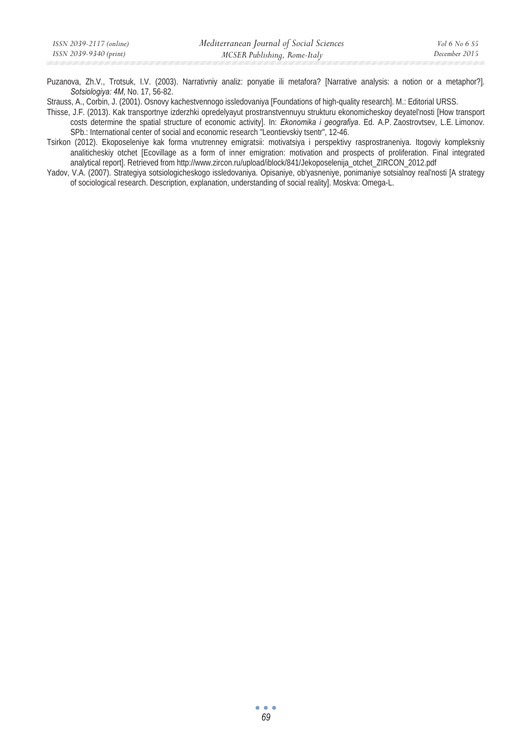Puzanova, Zh.V., Trotsuk, I.V. (2003). Narrativniy analiz: ponyatie ili metafora? [Narrative analysis: a notion or a metaphor?]. *Sotsiologiya: 4M*, No. 17, 56-82.

Strauss, A., Corbin, J. (2001). Osnovy kachestvennogo issledovaniya [Foundations of high-quality research]. M.: Editorial URSS.

Thisse, J.F. (2013). Kak transportnye izderzhki opredelyayut prostranstvennuyu strukturu ekonomicheskoy deyatel'nosti [How transport costs determine the spatial structure of economic activity]. In: *Ekonomika i geografiya*. Ed. A.P. Zaostrovtsev, L.E. Limonov. SPb.: International center of social and economic research "Leontievskiy tsentr", 12-46.

Tsirkon (2012). Ekoposeleniye kak forma vnutrenney emigratsii: motivatsiya i perspektivy rasprostraneniya. Itogoviy kompleksniy analiticheskiy otchet [Ecovillage as a form of inner emigration: motivation and prospects of proliferation. Final integrated analytical report]. Retrieved from http://www.zircon.ru/upload/iblock/841/Jekoposelenija_otchet_ZIRCON_2012.pdf

Yadov, V.A. (2007). Strategiya sotsiologicheskogo issledovaniya. Opisaniye, ob'yasneniye, ponimaniye sotsialnoy real'nosti [A strategy of sociological research. Description, explanation, understanding of social reality]. Moskva: Omega-L.